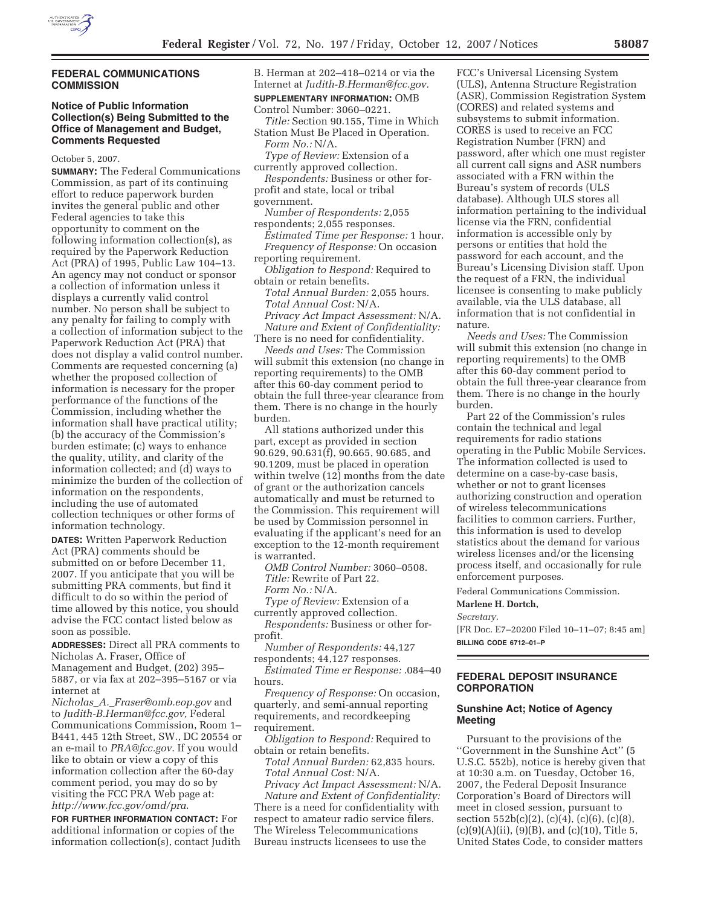## FEDERAL COMMUNICATIONS COMMISSION

### Notice of Public Information Collection(s) Being Submitted to the Office of Management and Budget, Comments Requested

October 5, 2007.

**SUMMARY:** The Federal Communications Commission, as part of its continuing effort to reduce paperwork burden invites the general public and other Federal agencies to take this opportunity to comment on the following information collection(s), as required by the Paperwork Reduction Act (PRA) of 1995, Public Law 104–13. An agency may not conduct or sponsor a collection of information unless it displays a currently valid control number. No person shall be subject to any penalty for failing to comply with a collection of information subject to the Paperwork Reduction Act (PRA) that does not display a valid control number. Comments are requested concerning (a) whether the proposed collection of information is necessary for the proper performance of the functions of the Commission, including whether the information shall have practical utility; (b) the accuracy of the Commission's burden estimate; (c) ways to enhance the quality, utility, and clarity of the information collected; and (d) ways to minimize the burden of the collection of information on the respondents, including the use of automated collection techniques or other forms of information technology.

**DATES:** Written Paperwork Reduction Act (PRA) comments should be submitted on or before December 11, 2007. If you anticipate that you will be submitting PRA comments, but find it difficult to do so within the period of time allowed by this notice, you should advise the FCC contact listed below as soon as possible.

**ADDRESSES:** Direct all PRA comments to Nicholas A. Fraser, Office of Management and Budget, (202) 395–5887, or via fax at 202–395–5167 or via internet at *Nicholas_A._Fraser@omb.eop.gov* and to *Judith-B.Herman@fcc.gov,* Federal Communications Commission, Room 1–B441, 445 12th Street, SW., DC 20554 or an e-mail to *PRA@fcc.gov*. If you would like to obtain or view a copy of this information collection after the 60-day comment period, you may do so by visiting the FCC PRA Web page at: *http://www.fcc.gov/omd/pra*.

**FOR FURTHER INFORMATION CONTACT:** For additional information or copies of the information collection(s), contact Judith B. Herman at 202–418–0214 or via the Internet at *Judith-B.Herman@fcc.gov.*

**SUPPLEMENTARY INFORMATION:** OMB Control Number: 3060–0221.

*Title:* Section 90.155, Time in Which Station Must Be Placed in Operation.

*Form No.:* N/A.

*Type of Review:* Extension of a currently approved collection.

*Respondents:* Business or other for-profit and state, local or tribal government.

*Number of Respondents:* 2,055 respondents; 2,055 responses.

*Estimated Time per Response:* 1 hour.

*Frequency of Response:* On occasion reporting requirement.

*Obligation to Respond:* Required to obtain or retain benefits.

*Total Annual Burden:* 2,055 hours.

*Total Annual Cost:* N/A.

*Privacy Act Impact Assessment:* N/A.

*Nature and Extent of Confidentiality:* There is no need for confidentiality.

*Needs and Uses:* The Commission will submit this extension (no change in reporting requirements) to the OMB after this 60-day comment period to obtain the full three-year clearance from them. There is no change in the hourly burden.

All stations authorized under this part, except as provided in section 90.629, 90.631(f), 90.665, 90.685, and 90.1209, must be placed in operation within twelve (12) months from the date of grant or the authorization cancels automatically and must be returned to the Commission. This requirement will be used by Commission personnel in evaluating if the applicant's need for an exception to the 12-month requirement is warranted.

*OMB Control Number:* 3060–0508.

*Title:* Rewrite of Part 22.

*Form No.:* N/A.

*Type of Review:* Extension of a currently approved collection.

*Respondents:* Business or other for-profit.

*Number of Respondents:* 44,127 respondents; 44,127 responses.

*Estimated Time er Response:* .084–40 hours.

*Frequency of Response:* On occasion, quarterly, and semi-annual reporting requirements, and recordkeeping requirement.

*Obligation to Respond:* Required to obtain or retain benefits.

*Total Annual Burden:* 62,835 hours.

*Total Annual Cost:* N/A.

*Privacy Act Impact Assessment:* N/A.

*Nature and Extent of Confidentiality:* There is a need for confidentiality with respect to amateur radio service filers. The Wireless Telecommunications Bureau instructs licensees to use the FCC's Universal Licensing System (ULS), Antenna Structure Registration (ASR), Commission Registration System (CORES) and related systems and subsystems to submit information. CORES is used to receive an FCC Registration Number (FRN) and password, after which one must register all current call signs and ASR numbers associated with a FRN within the Bureau's system of records (ULS database). Although ULS stores all information pertaining to the individual license via the FRN, confidential information is accessible only by persons or entities that hold the password for each account, and the Bureau's Licensing Division staff. Upon the request of a FRN, the individual licensee is consenting to make publicly available, via the ULS database, all information that is not confidential in nature.

*Needs and Uses:* The Commission will submit this extension (no change in reporting requirements) to the OMB after this 60-day comment period to obtain the full three-year clearance from them. There is no change in the hourly burden.

Part 22 of the Commission's rules contain the technical and legal requirements for radio stations operating in the Public Mobile Services. The information collected is used to determine on a case-by-case basis, whether or not to grant licenses authorizing construction and operation of wireless telecommunications facilities to common carriers. Further, this information is used to develop statistics about the demand for various wireless licenses and/or the licensing process itself, and occasionally for rule enforcement purposes.

Federal Communications Commission.

**Marlene H. Dortch,**

*Secretary.*

[FR Doc. E7–20200 Filed 10–11–07; 8:45 am]

**BILLING CODE 6712–01–P**

## FEDERAL DEPOSIT INSURANCE CORPORATION

### Sunshine Act; Notice of Agency Meeting

Pursuant to the provisions of the ''Government in the Sunshine Act'' (5 U.S.C. 552b), notice is hereby given that at 10:30 a.m. on Tuesday, October 16, 2007, the Federal Deposit Insurance Corporation's Board of Directors will meet in closed session, pursuant to section 552b(c)(2), (c)(4), (c)(6), (c)(8), (c)(9)(A)(ii), (9)(B), and (c)(10), Title 5, United States Code, to consider matters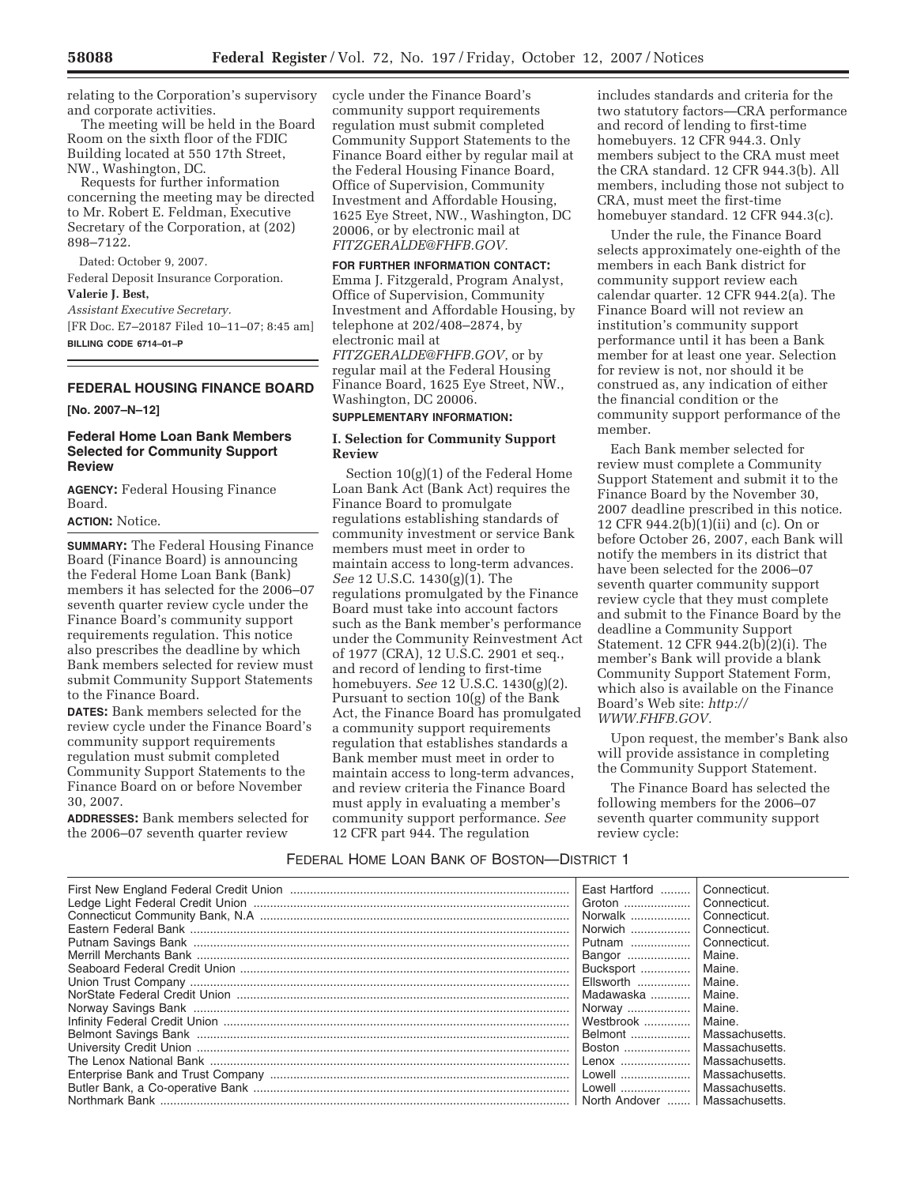relating to the Corporation's supervisory and corporate activities.

The meeting will be held in the Board Room on the sixth floor of the FDIC Building located at 550 17th Street, NW., Washington, DC.

Requests for further information concerning the meeting may be directed to Mr. Robert E. Feldman, Executive Secretary of the Corporation, at (202) 898–7122.

Dated: October 9, 2007.

Federal Deposit Insurance Corporation.

**Valerie J. Best,**

*Assistant Executive Secretary.*

[FR Doc. E7–20187 Filed 10–11–07; 8:45 am]

**BILLING CODE 6714–01–P**

## FEDERAL HOUSING FINANCE BOARD

**[No. 2007–N–12]**

### Federal Home Loan Bank Members Selected for Community Support Review

**AGENCY:** Federal Housing Finance Board.

**ACTION:** Notice.

**SUMMARY:** The Federal Housing Finance Board (Finance Board) is announcing the Federal Home Loan Bank (Bank) members it has selected for the 2006–07 seventh quarter review cycle under the Finance Board's community support requirements regulation. This notice also prescribes the deadline by which Bank members selected for review must submit Community Support Statements to the Finance Board.

**DATES:** Bank members selected for the review cycle under the Finance Board's community support requirements regulation must submit completed Community Support Statements to the Finance Board on or before November 30, 2007.

**ADDRESSES:** Bank members selected for the 2006–07 seventh quarter review cycle under the Finance Board's community support requirements regulation must submit completed Community Support Statements to the Finance Board either by regular mail at the Federal Housing Finance Board, Office of Supervision, Community Investment and Affordable Housing, 1625 Eye Street, NW., Washington, DC 20006, or by electronic mail at *FITZGERALDE@FHFB.GOV.*

**FOR FURTHER INFORMATION CONTACT:** Emma J. Fitzgerald, Program Analyst, Office of Supervision, Community Investment and Affordable Housing, by telephone at 202/408–2874, by electronic mail at *FITZGERALDE@FHFB.GOV*, or by regular mail at the Federal Housing Finance Board, 1625 Eye Street, NW., Washington, DC 20006.

**SUPPLEMENTARY INFORMATION:**

### I. Selection for Community Support Review

Section 10(g)(1) of the Federal Home Loan Bank Act (Bank Act) requires the Finance Board to promulgate regulations establishing standards of community investment or service Bank members must meet in order to maintain access to long-term advances. *See* 12 U.S.C. 1430(g)(1). The regulations promulgated by the Finance Board must take into account factors such as the Bank member's performance under the Community Reinvestment Act of 1977 (CRA), 12 U.S.C. 2901 et seq., and record of lending to first-time homebuyers. *See* 12 U.S.C. 1430(g)(2). Pursuant to section 10(g) of the Bank Act, the Finance Board has promulgated a community support requirements regulation that establishes standards a Bank member must meet in order to maintain access to long-term advances, and review criteria the Finance Board must apply in evaluating a member's community support performance. *See* 12 CFR part 944. The regulation includes standards and criteria for the two statutory factors—CRA performance and record of lending to first-time homebuyers. 12 CFR 944.3. Only members subject to the CRA must meet the CRA standard. 12 CFR 944.3(b). All members, including those not subject to CRA, must meet the first-time homebuyer standard. 12 CFR 944.3(c).

Under the rule, the Finance Board selects approximately one-eighth of the members in each Bank district for community support review each calendar quarter. 12 CFR 944.2(a). The Finance Board will not review an institution's community support performance until it has been a Bank member for at least one year. Selection for review is not, nor should it be construed as, any indication of either the financial condition or the community support performance of the member.

Each Bank member selected for review must complete a Community Support Statement and submit it to the Finance Board by the November 30, 2007 deadline prescribed in this notice. 12 CFR 944.2(b)(1)(ii) and (c). On or before October 26, 2007, each Bank will notify the members in its district that have been selected for the 2006–07 seventh quarter community support review cycle that they must complete and submit to the Finance Board by the deadline a Community Support Statement. 12 CFR 944.2(b)(2)(i). The member's Bank will provide a blank Community Support Statement Form, which also is available on the Finance Board's Web site: *http://WWW.FHFB.GOV.*

Upon request, the member's Bank also will provide assistance in completing the Community Support Statement.

The Finance Board has selected the following members for the 2006–07 seventh quarter community support review cycle:

FEDERAL HOME LOAN BANK OF BOSTON—DISTRICT 1

| | | |
|---|---|---|
| First New England Federal Credit Union | East Hartford | Connecticut. |
| Ledge Light Federal Credit Union | Groton | Connecticut. |
| Connecticut Community Bank, N.A | Norwalk | Connecticut. |
| Eastern Federal Bank | Norwich | Connecticut. |
| Putnam Savings Bank | Putnam | Connecticut. |
| Merrill Merchants Bank | Bangor | Maine. |
| Seaboard Federal Credit Union | Bucksport | Maine. |
| Union Trust Company | Ellsworth | Maine. |
| NorState Federal Credit Union | Madawaska | Maine. |
| Norway Savings Bank | Norway | Maine. |
| Infinity Federal Credit Union | Westbrook | Maine. |
| Belmont Savings Bank | Belmont | Massachusetts. |
| University Credit Union | Boston | Massachusetts. |
| The Lenox National Bank | Lenox | Massachusetts. |
| Enterprise Bank and Trust Company | Lowell | Massachusetts. |
| Butler Bank, a Co-operative Bank | Lowell | Massachusetts. |
| Northmark Bank | North Andover | Massachusetts. |